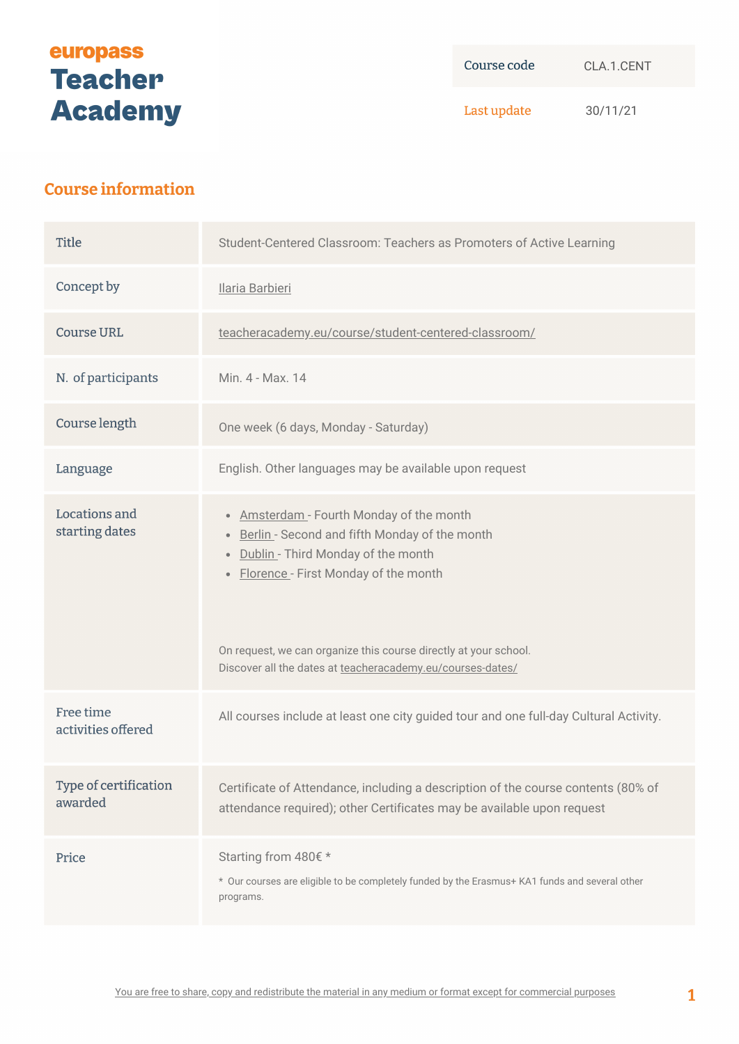**europass**
# Teacher Academy

| Course code | CLA.1.CENT |
| --- | --- |
| Last update | 30/11/21 |

## Course information

| | |
| --- | --- |
| Title | Student-Centered Classroom: Teachers as Promoters of Active Learning |
| Concept by | Ilaria Barbieri |
| Course URL | teacheracademy.eu/course/student-centered-classroom/ |
| N. of participants | Min. 4 - Max. 14 |
| Course length | One week (6 days, Monday - Saturday) |
| Language | English. Other languages may be available upon request |
| Locations and starting dates | • Amsterdam - Fourth Monday of the month<br>• Berlin - Second and fifth Monday of the month<br>• Dublin - Third Monday of the month<br>• Florence - First Monday of the month<br><br>On request, we can organize this course directly at your school.<br>Discover all the dates at teacheracademy.eu/courses-dates/ |
| Free time activities offered | All courses include at least one city guided tour and one full-day Cultural Activity. |
| Type of certification awarded | Certificate of Attendance, including a description of the course contents (80% of attendance required); other Certificates may be available upon request |
| Price | Starting from 480€ *<br><br>* Our courses are eligible to be completely funded by the Erasmus+ KA1 funds and several other programs. |

You are free to share, copy and redistribute the material in any medium or format except for commercial purposes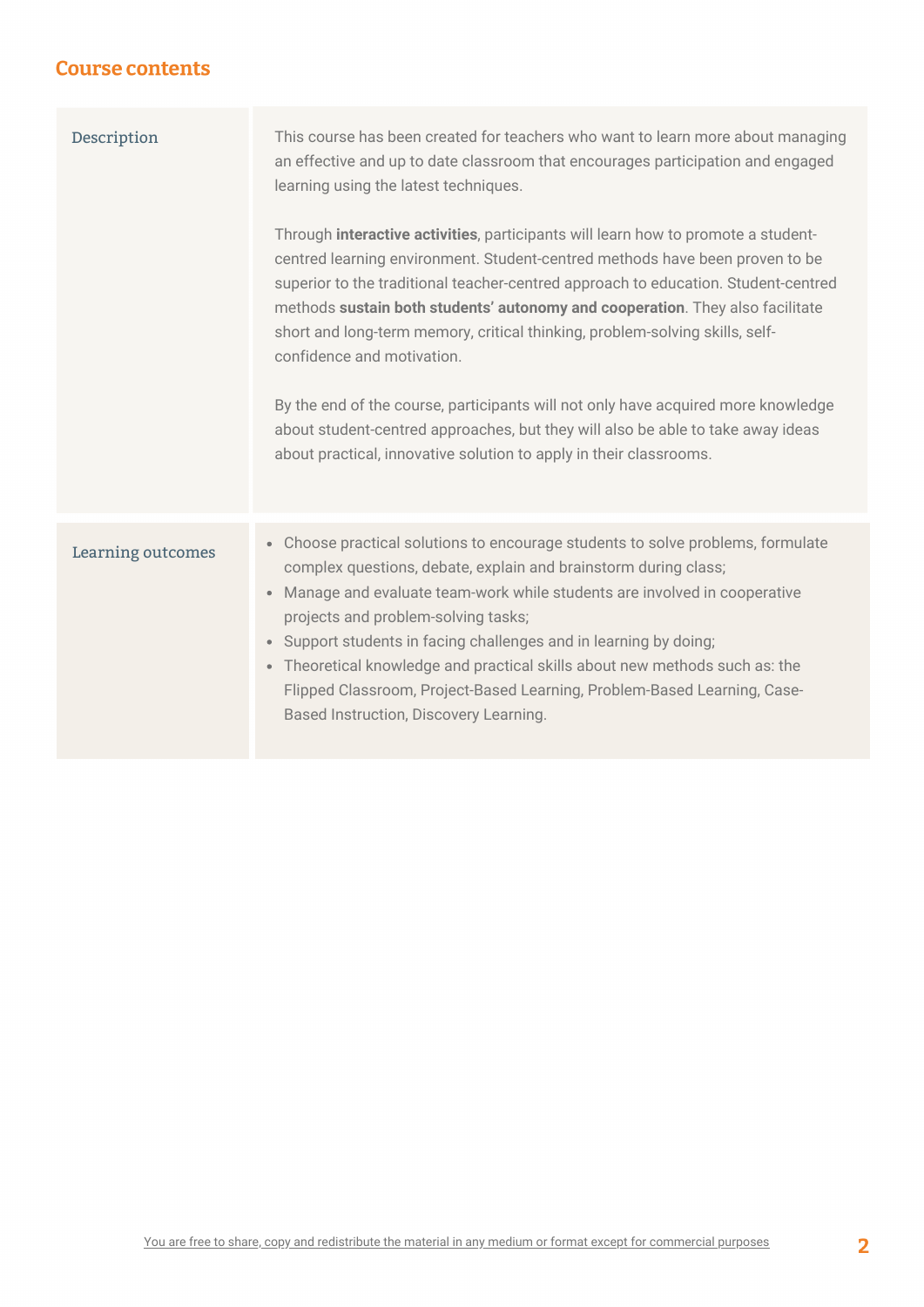## Course contents

| | |
|---|---|
| Description | This course has been created for teachers who want to learn more about managing an effective and up to date classroom that encourages participation and engaged learning using the latest techniques.<br><br>Through **interactive activities**, participants will learn how to promote a student-centred learning environment. Student-centred methods have been proven to be superior to the traditional teacher-centred approach to education. Student-centred methods **sustain both students' autonomy and cooperation**. They also facilitate short and long-term memory, critical thinking, problem-solving skills, self-confidence and motivation.<br><br>By the end of the course, participants will not only have acquired more knowledge about student-centred approaches, but they will also be able to take away ideas about practical, innovative solution to apply in their classrooms. |
| Learning outcomes | • Choose practical solutions to encourage students to solve problems, formulate complex questions, debate, explain and brainstorm during class;<br>• Manage and evaluate team-work while students are involved in cooperative projects and problem-solving tasks;<br>• Support students in facing challenges and in learning by doing;<br>• Theoretical knowledge and practical skills about new methods such as: the Flipped Classroom, Project-Based Learning, Problem-Based Learning, Case-Based Instruction, Discovery Learning. |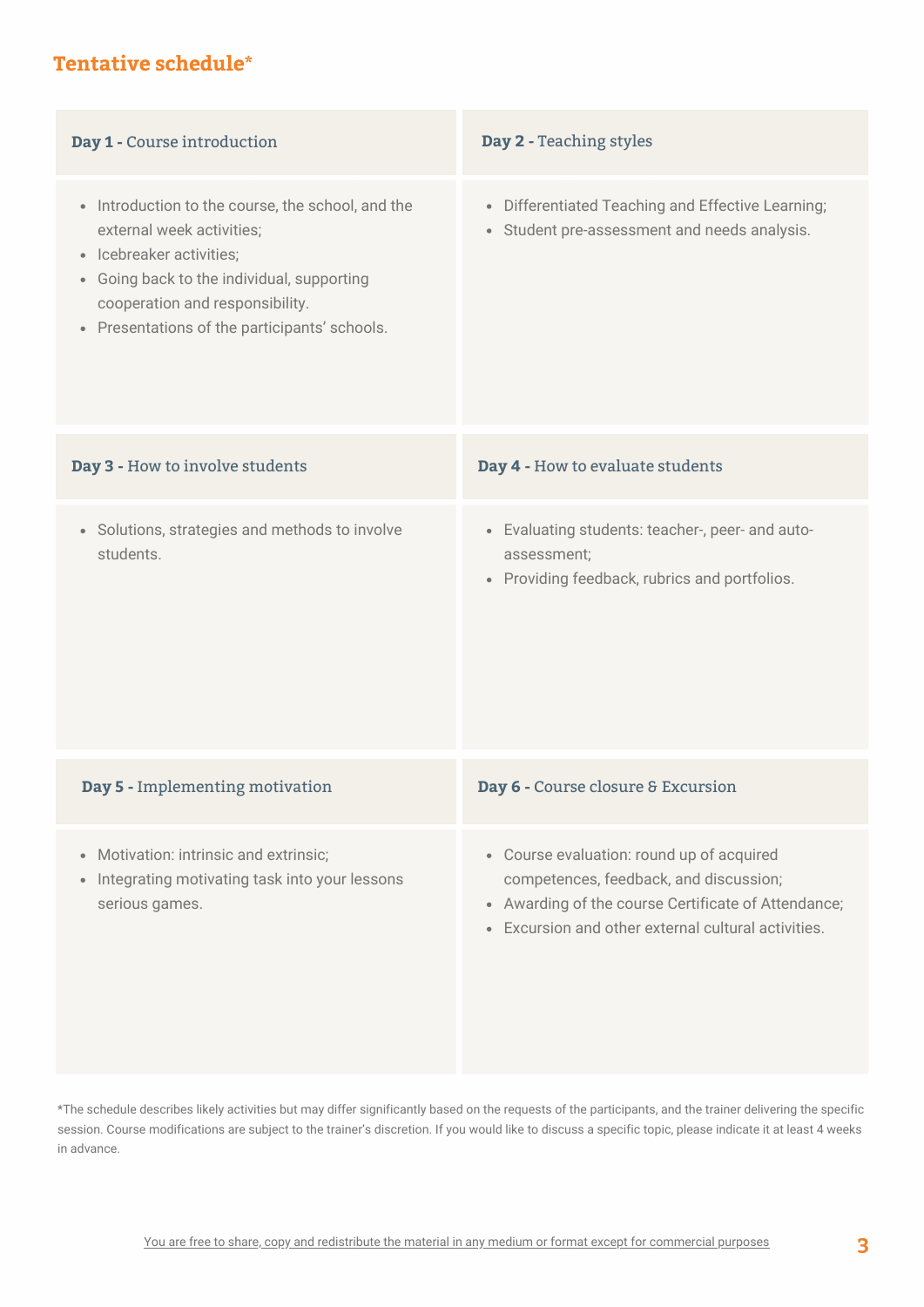## Tentative schedule*

### Day 1 - Course introduction

- Introduction to the course, the school, and the external week activities;
- Icebreaker activities;
- Going back to the individual, supporting cooperation and responsibility.
- Presentations of the participants' schools.

### Day 2 - Teaching styles

- Differentiated Teaching and Effective Learning;
- Student pre-assessment and needs analysis.

### Day 3 - How to involve students

- Solutions, strategies and methods to involve students.

### Day 4 - How to evaluate students

- Evaluating students: teacher-, peer- and auto-assessment;
- Providing feedback, rubrics and portfolios.

### Day 5 - Implementing motivation

- Motivation: intrinsic and extrinsic;
- Integrating motivating task into your lessons serious games.

### Day 6 - Course closure & Excursion

- Course evaluation: round up of acquired competences, feedback, and discussion;
- Awarding of the course Certificate of Attendance;
- Excursion and other external cultural activities.

*The schedule describes likely activities but may differ significantly based on the requests of the participants, and the trainer delivering the specific session. Course modifications are subject to the trainer's discretion. If you would like to discuss a specific topic, please indicate it at least 4 weeks in advance.

You are free to share, copy and redistribute the material in any medium or format except for commercial purposes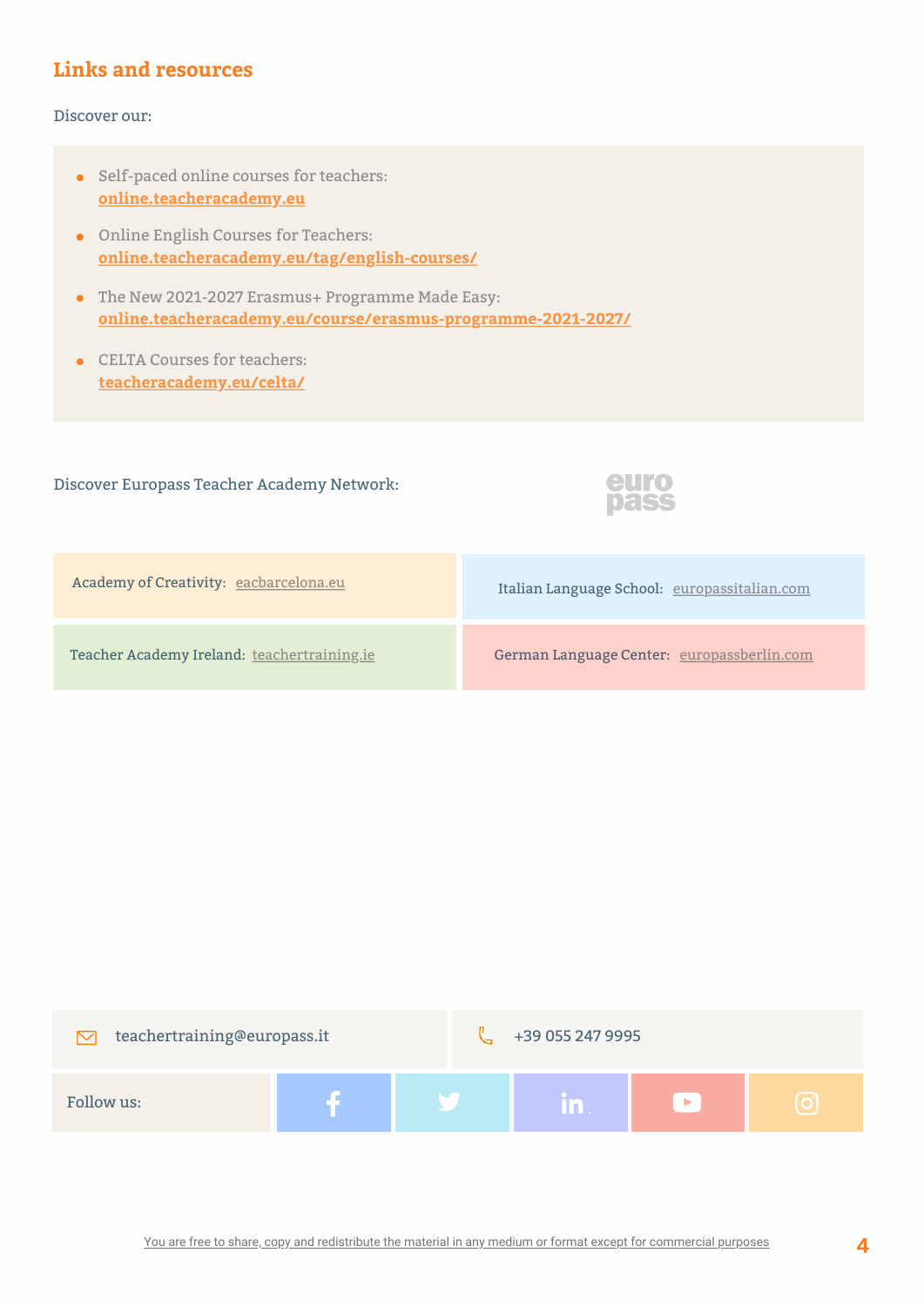## Links and resources

Discover our:

- Self-paced online courses for teachers: **online.teacheracademy.eu**
- Online English Courses for Teachers: **online.teacheracademy.eu/tag/english-courses/**
- The New 2021-2027 Erasmus+ Programme Made Easy: **online.teacheracademy.eu/course/erasmus-programme-2021-2027/**
- CELTA Courses for teachers: **teacheracademy.eu/celta/**

Discover Europass Teacher Academy Network:

euro pass

| | |
|---|---|
| Academy of Creativity: eacbarcelona.eu | Italian Language School: europassitalian.com |
| Teacher Academy Ireland: teachertraining.ie | German Language Center: europassberlin.com |

teachertraining@europass.it

+39 055 247 9995

Follow us:

You are free to share, copy and redistribute the material in any medium or format except for commercial purposes